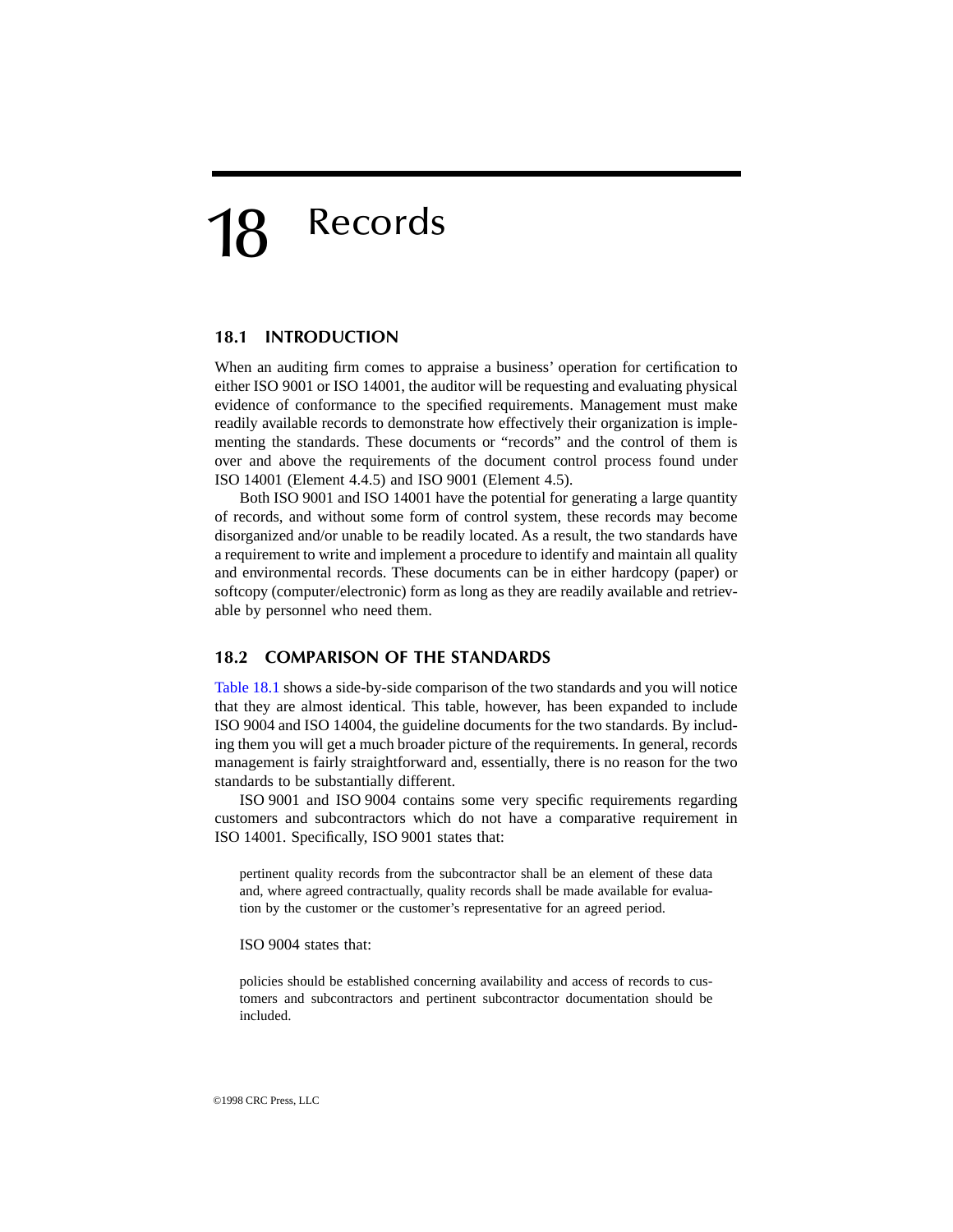# 18 Records

## 18.1 INTRODUCTION

When an auditing firm comes to appraise a business' operation for certification to either ISO 9001 or ISO 14001, the auditor will be requesting and evaluating physical evidence of conformance to the specified requirements. Management must make readily available records to demonstrate how effectively their organization is implementing the standards. These documents or "records" and the control of them is over and above the requirements of the document control process found under ISO 14001 (Element 4.4.5) and ISO 9001 (Element 4.5).

Both ISO 9001 and ISO 14001 have the potential for generating a large quantity of records, and without some form of control system, these records may become disorganized and/or unable to be readily located. As a result, the two standards have a requirement to write and implement a procedure to identify and maintain all quality and environmental records. These documents can be in either hardcopy (paper) or softcopy (computer/electronic) form as long as they are readily available and retrievable by personnel who need them.

## 18.2 COMPARISON OF THE STANDARDS

Table 18.1 shows a side-by-side comparison of the two standards and you will notice that they are almost identical. This table, however, has been expanded to include ISO 9004 and ISO 14004, the guideline documents for the two standards. By including them you will get a much broader picture of the requirements. In general, records management is fairly straightforward and, essentially, there is no reason for the two standards to be substantially different.

ISO 9001 and ISO 9004 contains some very specific requirements regarding customers and subcontractors which do not have a comparative requirement in ISO 14001. Specifically, ISO 9001 states that:

> pertinent quality records from the subcontractor shall be an element of these data and, where agreed contractually, quality records shall be made available for evaluation by the customer or the customer's representative for an agreed period.

ISO 9004 states that:

> policies should be established concerning availability and access of records to customers and subcontractors and pertinent subcontractor documentation should be included.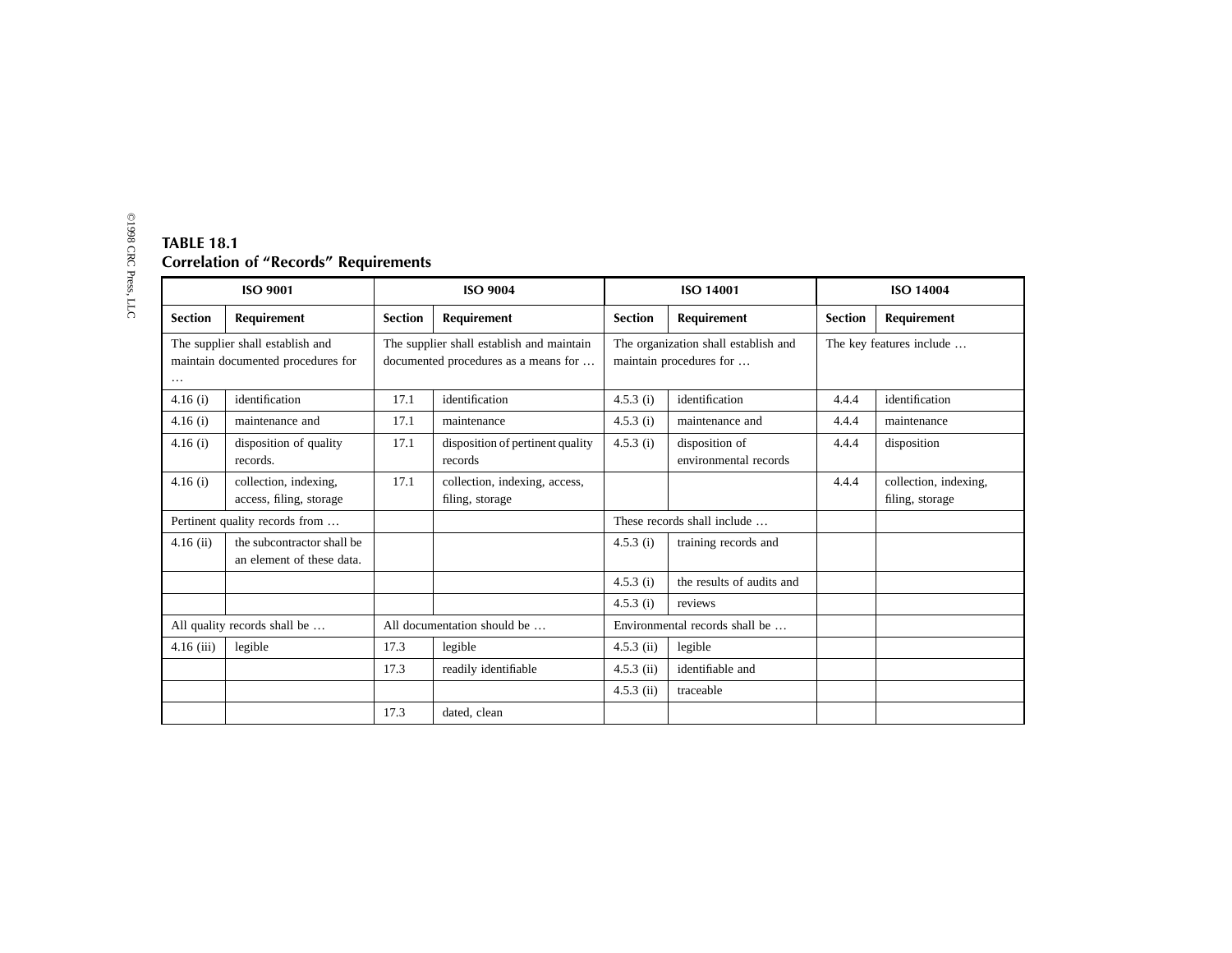**TABLE 18.1**
**Correlation of "Records" Requirements**

| ISO 9001 | | ISO 9004 | | ISO 14001 | | ISO 14004 | |
|---|---|---|---|---|---|---|---|
| **Section** | **Requirement** | **Section** | **Requirement** | **Section** | **Requirement** | **Section** | **Requirement** |
| The supplier shall establish and maintain documented procedures for … | | The supplier shall establish and maintain documented procedures as a means for … | | The organization shall establish and maintain procedures for … | | The key features include … | |
| 4.16 (i) | identification | 17.1 | identification | 4.5.3 (i) | identification | 4.4.4 | identification |
| 4.16 (i) | maintenance and | 17.1 | maintenance | 4.5.3 (i) | maintenance and | 4.4.4 | maintenance |
| 4.16 (i) | disposition of quality records. | 17.1 | disposition of pertinent quality records | 4.5.3 (i) | disposition of environmental records | 4.4.4 | disposition |
| 4.16 (i) | collection, indexing, access, filing, storage | 17.1 | collection, indexing, access, filing, storage | | | 4.4.4 | collection, indexing, filing, storage |
| Pertinent quality records from … | | | | These records shall include … | | | |
| 4.16 (ii) | the subcontractor shall be an element of these data. | | | 4.5.3 (i) | training records and | | |
| | | | | 4.5.3 (i) | the results of audits and | | |
| | | | | 4.5.3 (i) | reviews | | |
| All quality records shall be … | | All documentation should be … | | Environmental records shall be … | | | |
| 4.16 (iii) | legible | 17.3 | legible | 4.5.3 (ii) | legible | | |
| | | 17.3 | readily identifiable | 4.5.3 (ii) | identifiable and | | |
| | | | | 4.5.3 (ii) | traceable | | |
| | | 17.3 | dated, clean | | | | |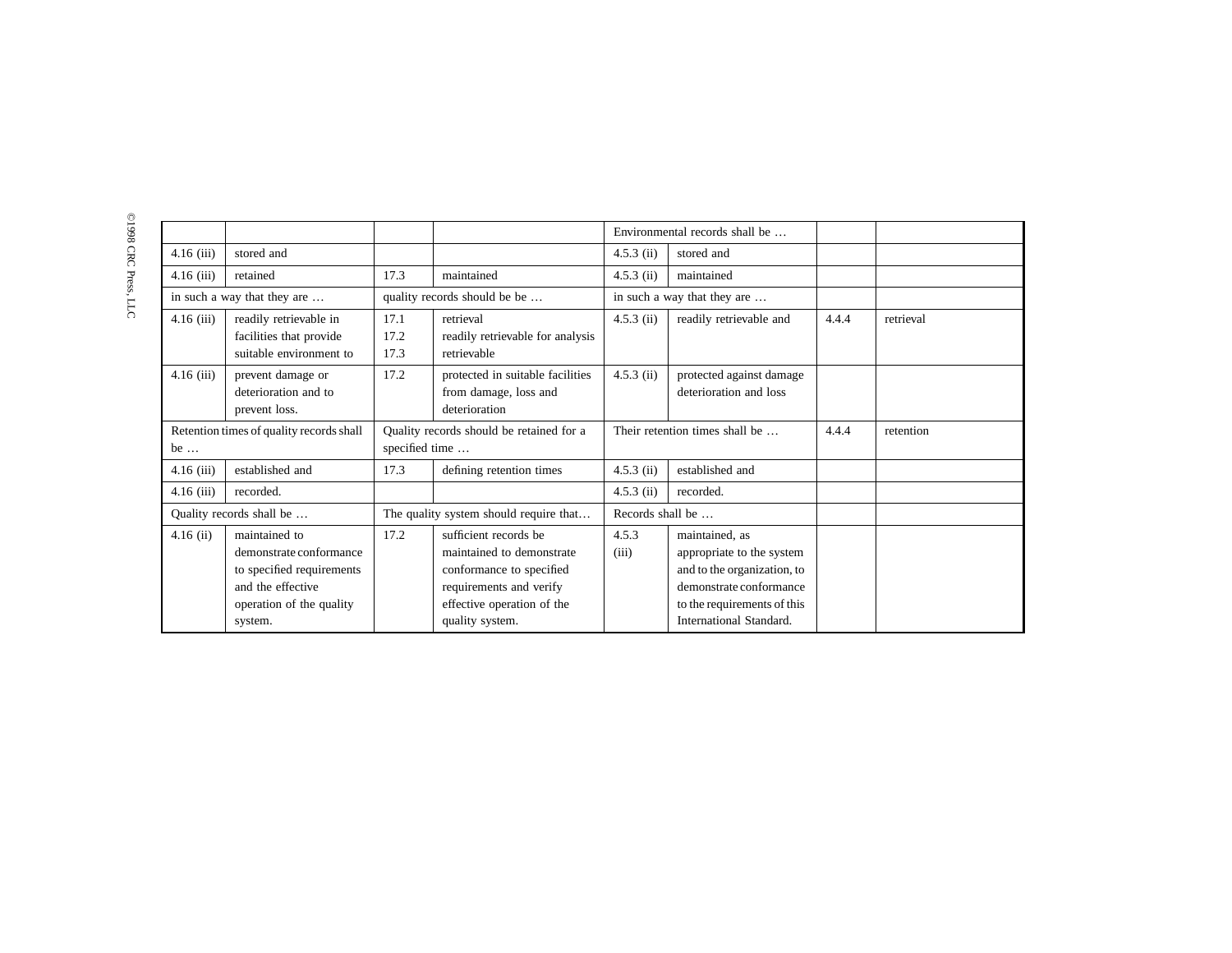| | | | | Environmental records shall be … | | | |
|---|---|---|---|---|---|---|---|
| 4.16 (iii) | stored and | | | 4.5.3 (ii) | stored and | | |
| 4.16 (iii) | retained | 17.3 | maintained | 4.5.3 (ii) | maintained | | |
| in such a way that they are … | | quality records should be be … | | in such a way that they are … | | | |
| 4.16 (iii) | readily retrievable in facilities that provide suitable environment to | 17.1 17.2 17.3 | retrieval readily retrievable for analysis retrievable | 4.5.3 (ii) | readily retrievable and | 4.4.4 | retrieval |
| 4.16 (iii) | prevent damage or deterioration and to prevent loss. | 17.2 | protected in suitable facilities from damage, loss and deterioration | 4.5.3 (ii) | protected against damage deterioration and loss | | |
| Retention times of quality records shall be … | | Quality records should be retained for a specified time … | | Their retention times shall be … | | 4.4.4 | retention |
| 4.16 (iii) | established and | 17.3 | defining retention times | 4.5.3 (ii) | established and | | |
| 4.16 (iii) | recorded. | | | 4.5.3 (ii) | recorded. | | |
| Quality records shall be … | | The quality system should require that… | | Records shall be … | | | |
| 4.16 (ii) | maintained to demonstrate conformance to specified requirements and the effective operation of the quality system. | 17.2 | sufficient records be maintained to demonstrate conformance to specified requirements and verify effective operation of the quality system. | 4.5.3 (iii) | maintained, as appropriate to the system and to the organization, to demonstrate conformance to the requirements of this International Standard. | | |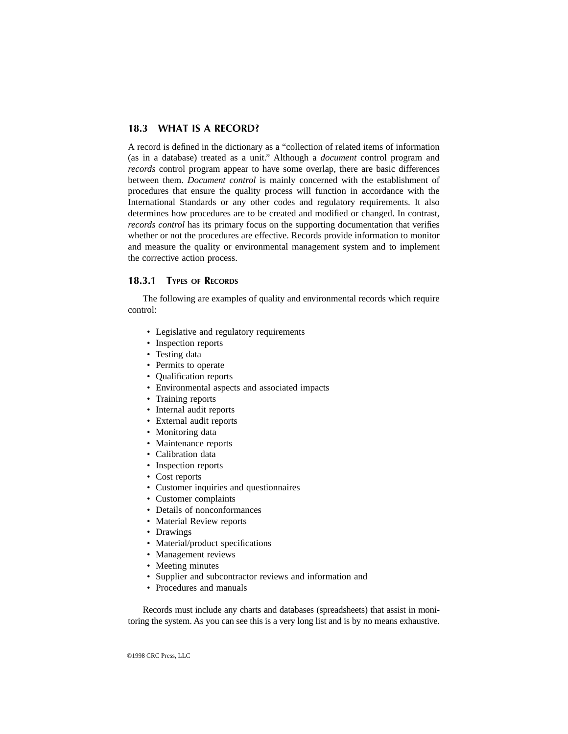## 18.3 WHAT IS A RECORD?

A record is defined in the dictionary as a "collection of related items of information (as in a database) treated as a unit." Although a *document* control program and *records* control program appear to have some overlap, there are basic differences between them. *Document control* is mainly concerned with the establishment of procedures that ensure the quality process will function in accordance with the International Standards or any other codes and regulatory requirements. It also determines how procedures are to be created and modified or changed. In contrast, *records control* has its primary focus on the supporting documentation that verifies whether or not the procedures are effective. Records provide information to monitor and measure the quality or environmental management system and to implement the corrective action process.

### 18.3.1 TYPES OF RECORDS

The following are examples of quality and environmental records which require control:

- Legislative and regulatory requirements
- Inspection reports
- Testing data
- Permits to operate
- Qualification reports
- Environmental aspects and associated impacts
- Training reports
- Internal audit reports
- External audit reports
- Monitoring data
- Maintenance reports
- Calibration data
- Inspection reports
- Cost reports
- Customer inquiries and questionnaires
- Customer complaints
- Details of nonconformances
- Material Review reports
- Drawings
- Material/product specifications
- Management reviews
- Meeting minutes
- Supplier and subcontractor reviews and information and
- Procedures and manuals

Records must include any charts and databases (spreadsheets) that assist in monitoring the system. As you can see this is a very long list and is by no means exhaustive.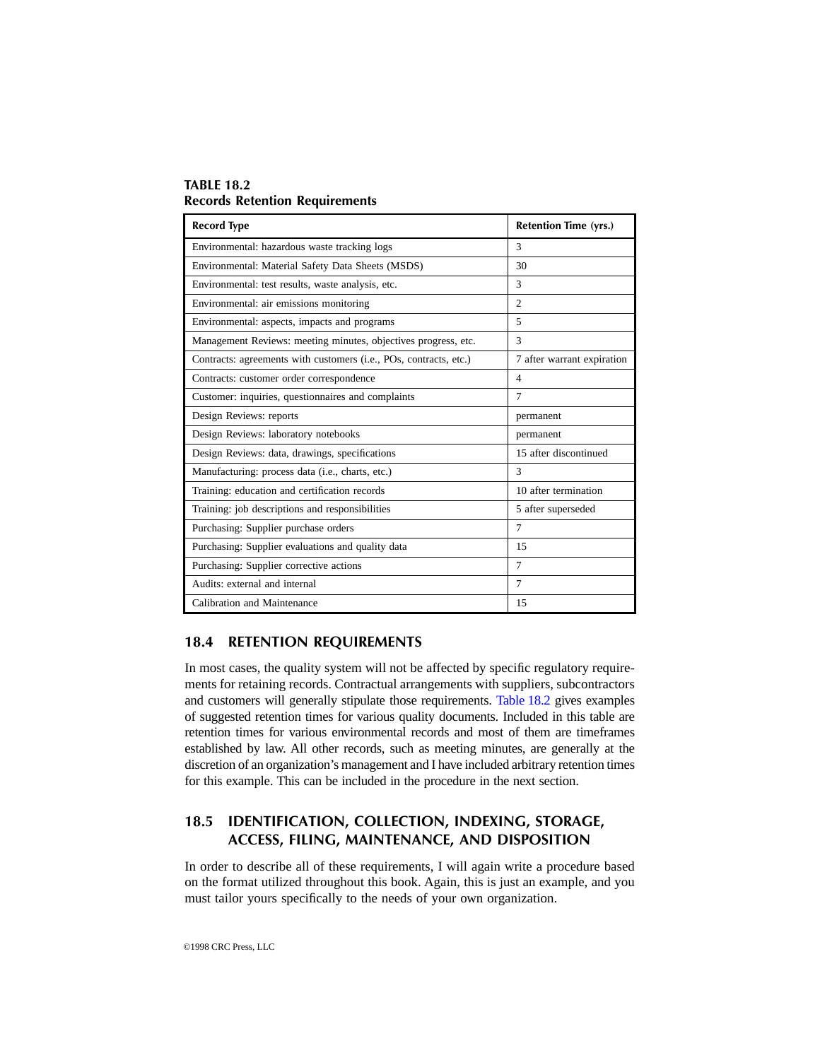**TABLE 18.2**
**Records Retention Requirements**

| Record Type | Retention Time (yrs.) |
|---|---|
| Environmental: hazardous waste tracking logs | 3 |
| Environmental: Material Safety Data Sheets (MSDS) | 30 |
| Environmental: test results, waste analysis, etc. | 3 |
| Environmental: air emissions monitoring | 2 |
| Environmental: aspects, impacts and programs | 5 |
| Management Reviews: meeting minutes, objectives progress, etc. | 3 |
| Contracts: agreements with customers (i.e., POs, contracts, etc.) | 7 after warrant expiration |
| Contracts: customer order correspondence | 4 |
| Customer: inquiries, questionnaires and complaints | 7 |
| Design Reviews: reports | permanent |
| Design Reviews: laboratory notebooks | permanent |
| Design Reviews: data, drawings, specifications | 15 after discontinued |
| Manufacturing: process data (i.e., charts, etc.) | 3 |
| Training: education and certification records | 10 after termination |
| Training: job descriptions and responsibilities | 5 after superseded |
| Purchasing: Supplier purchase orders | 7 |
| Purchasing: Supplier evaluations and quality data | 15 |
| Purchasing: Supplier corrective actions | 7 |
| Audits: external and internal | 7 |
| Calibration and Maintenance | 15 |

## 18.4 RETENTION REQUIREMENTS

In most cases, the quality system will not be affected by specific regulatory requirements for retaining records. Contractual arrangements with suppliers, subcontractors and customers will generally stipulate those requirements. Table 18.2 gives examples of suggested retention times for various quality documents. Included in this table are retention times for various environmental records and most of them are timeframes established by law. All other records, such as meeting minutes, are generally at the discretion of an organization's management and I have included arbitrary retention times for this example. This can be included in the procedure in the next section.

## 18.5 IDENTIFICATION, COLLECTION, INDEXING, STORAGE, ACCESS, FILING, MAINTENANCE, AND DISPOSITION

In order to describe all of these requirements, I will again write a procedure based on the format utilized throughout this book. Again, this is just an example, and you must tailor yours specifically to the needs of your own organization.

©1998 CRC Press, LLC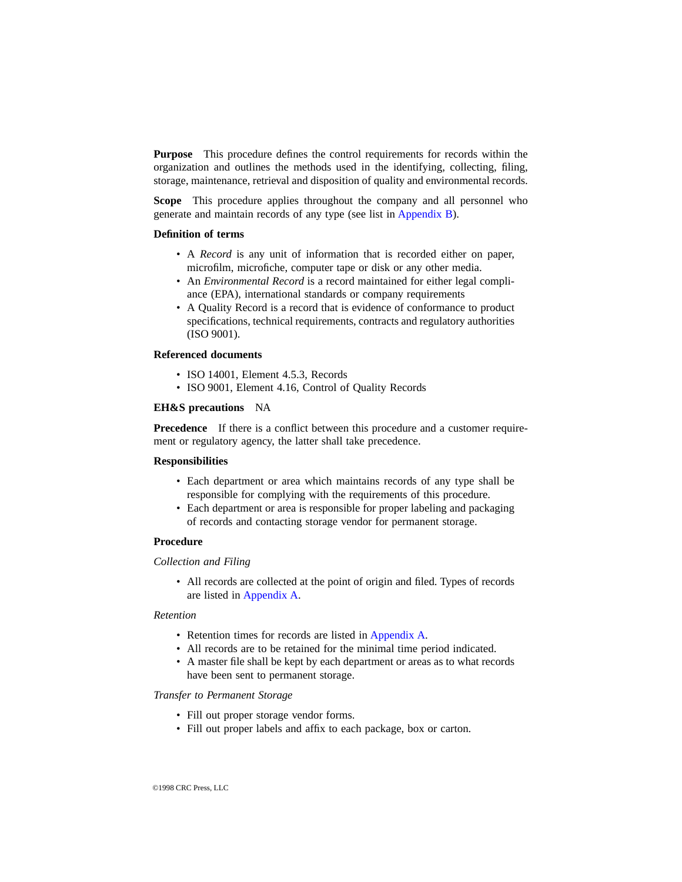**Purpose** This procedure defines the control requirements for records within the organization and outlines the methods used in the identifying, collecting, filing, storage, maintenance, retrieval and disposition of quality and environmental records.

**Scope** This procedure applies throughout the company and all personnel who generate and maintain records of any type (see list in Appendix B).

**Definition of terms**

- A *Record* is any unit of information that is recorded either on paper, microfilm, microfiche, computer tape or disk or any other media.
- An *Environmental Record* is a record maintained for either legal compliance (EPA), international standards or company requirements
- A Quality Record is a record that is evidence of conformance to product specifications, technical requirements, contracts and regulatory authorities (ISO 9001).

**Referenced documents**

- ISO 14001, Element 4.5.3, Records
- ISO 9001, Element 4.16, Control of Quality Records

**EH&S precautions** NA

**Precedence** If there is a conflict between this procedure and a customer requirement or regulatory agency, the latter shall take precedence.

**Responsibilities**

- Each department or area which maintains records of any type shall be responsible for complying with the requirements of this procedure.
- Each department or area is responsible for proper labeling and packaging of records and contacting storage vendor for permanent storage.

**Procedure**

*Collection and Filing*

- All records are collected at the point of origin and filed. Types of records are listed in Appendix A.

*Retention*

- Retention times for records are listed in Appendix A.
- All records are to be retained for the minimal time period indicated.
- A master file shall be kept by each department or areas as to what records have been sent to permanent storage.

*Transfer to Permanent Storage*

- Fill out proper storage vendor forms.
- Fill out proper labels and affix to each package, box or carton.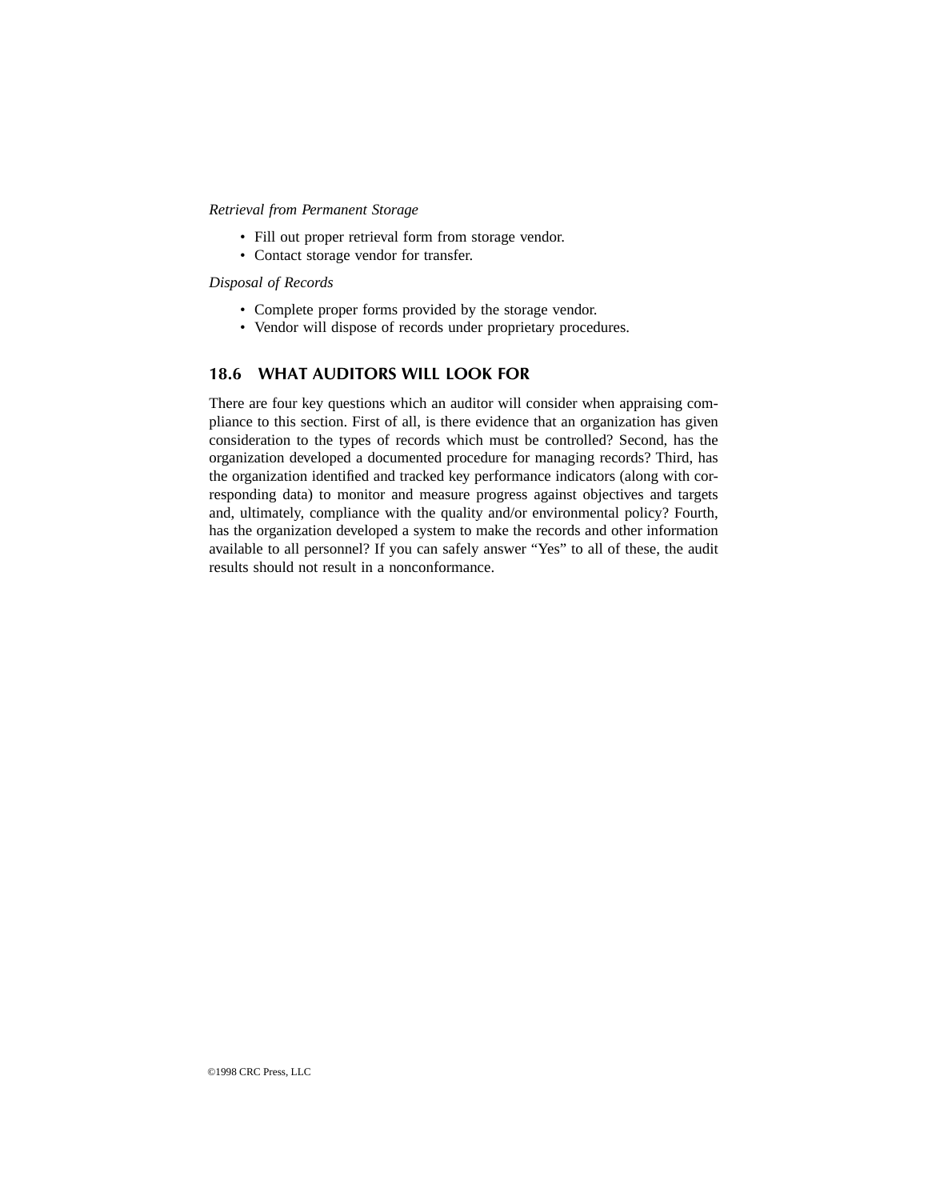*Retrieval from Permanent Storage*

- Fill out proper retrieval form from storage vendor.
- Contact storage vendor for transfer.

*Disposal of Records*

- Complete proper forms provided by the storage vendor.
- Vendor will dispose of records under proprietary procedures.

## 18.6 WHAT AUDITORS WILL LOOK FOR

There are four key questions which an auditor will consider when appraising compliance to this section. First of all, is there evidence that an organization has given consideration to the types of records which must be controlled? Second, has the organization developed a documented procedure for managing records? Third, has the organization identified and tracked key performance indicators (along with corresponding data) to monitor and measure progress against objectives and targets and, ultimately, compliance with the quality and/or environmental policy? Fourth, has the organization developed a system to make the records and other information available to all personnel? If you can safely answer "Yes" to all of these, the audit results should not result in a nonconformance.

©1998 CRC Press, LLC